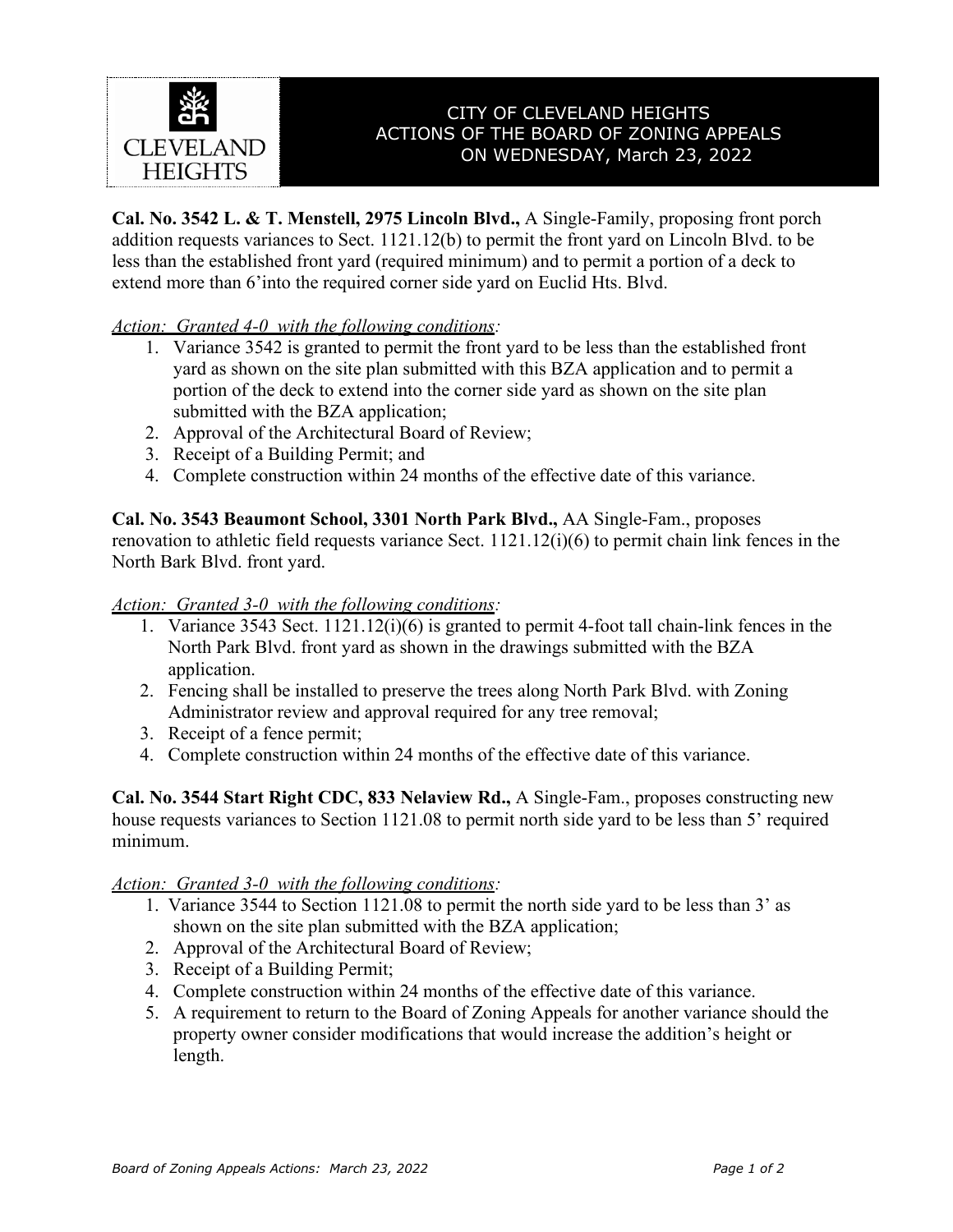# CITY OF CLEVELAND HEIGHTS
## ACTIONS OF THE BOARD OF ZONING APPEALS
## ON WEDNESDAY, March 23, 2022

**Cal. No. 3542 L. & T. Menstell, 2975 Lincoln Blvd.,** A Single-Family, proposing front porch addition requests variances to Sect. 1121.12(b) to permit the front yard on Lincoln Blvd. to be less than the established front yard (required minimum) and to permit a portion of a deck to extend more than 6'into the required corner side yard on Euclid Hts. Blvd.

*Action: Granted 4-0 with the following conditions:*

1. Variance 3542 is granted to permit the front yard to be less than the established front yard as shown on the site plan submitted with this BZA application and to permit a portion of the deck to extend into the corner side yard as shown on the site plan submitted with the BZA application;
2. Approval of the Architectural Board of Review;
3. Receipt of a Building Permit; and
4. Complete construction within 24 months of the effective date of this variance.

**Cal. No. 3543 Beaumont School, 3301 North Park Blvd.,** AA Single-Fam., proposes renovation to athletic field requests variance Sect. 1121.12(i)(6) to permit chain link fences in the North Bark Blvd. front yard.

*Action: Granted 3-0 with the following conditions:*

1. Variance 3543 Sect. 1121.12(i)(6) is granted to permit 4-foot tall chain-link fences in the North Park Blvd. front yard as shown in the drawings submitted with the BZA application.
2. Fencing shall be installed to preserve the trees along North Park Blvd. with Zoning Administrator review and approval required for any tree removal;
3. Receipt of a fence permit;
4. Complete construction within 24 months of the effective date of this variance.

**Cal. No. 3544 Start Right CDC, 833 Nelaview Rd.,** A Single-Fam., proposes constructing new house requests variances to Section 1121.08 to permit north side yard to be less than 5' required minimum.

*Action: Granted 3-0 with the following conditions:*

1. Variance 3544 to Section 1121.08 to permit the north side yard to be less than 3' as shown on the site plan submitted with the BZA application;
2. Approval of the Architectural Board of Review;
3. Receipt of a Building Permit;
4. Complete construction within 24 months of the effective date of this variance.
5. A requirement to return to the Board of Zoning Appeals for another variance should the property owner consider modifications that would increase the addition's height or length.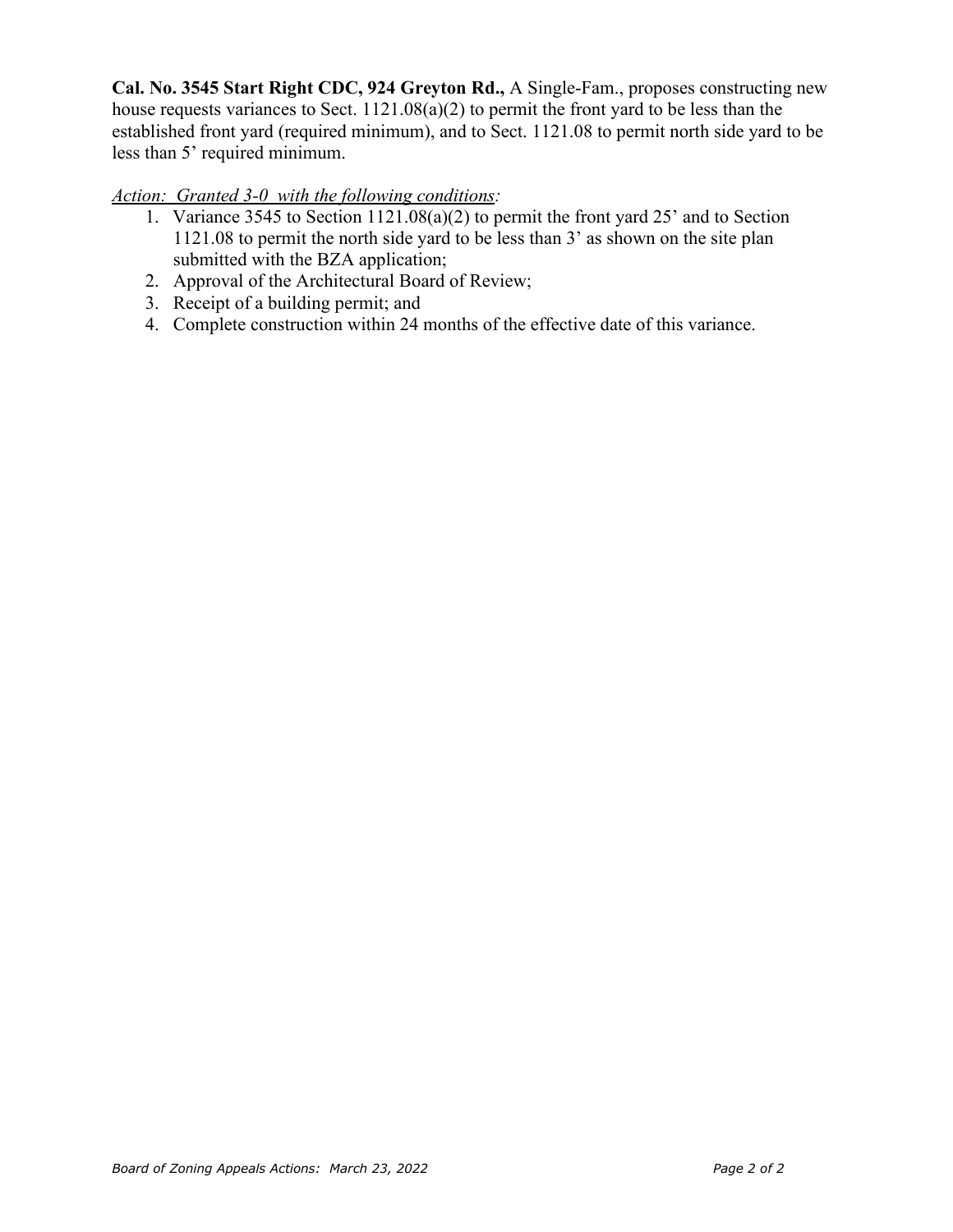**Cal. No. 3545 Start Right CDC, 924 Greyton Rd.,** A Single-Fam., proposes constructing new house requests variances to Sect. 1121.08(a)(2) to permit the front yard to be less than the established front yard (required minimum), and to Sect. 1121.08 to permit north side yard to be less than 5' required minimum.

*Action: Granted 3-0 with the following conditions:*

1. Variance 3545 to Section 1121.08(a)(2) to permit the front yard 25' and to Section 1121.08 to permit the north side yard to be less than 3' as shown on the site plan submitted with the BZA application;
2. Approval of the Architectural Board of Review;
3. Receipt of a building permit; and
4. Complete construction within 24 months of the effective date of this variance.